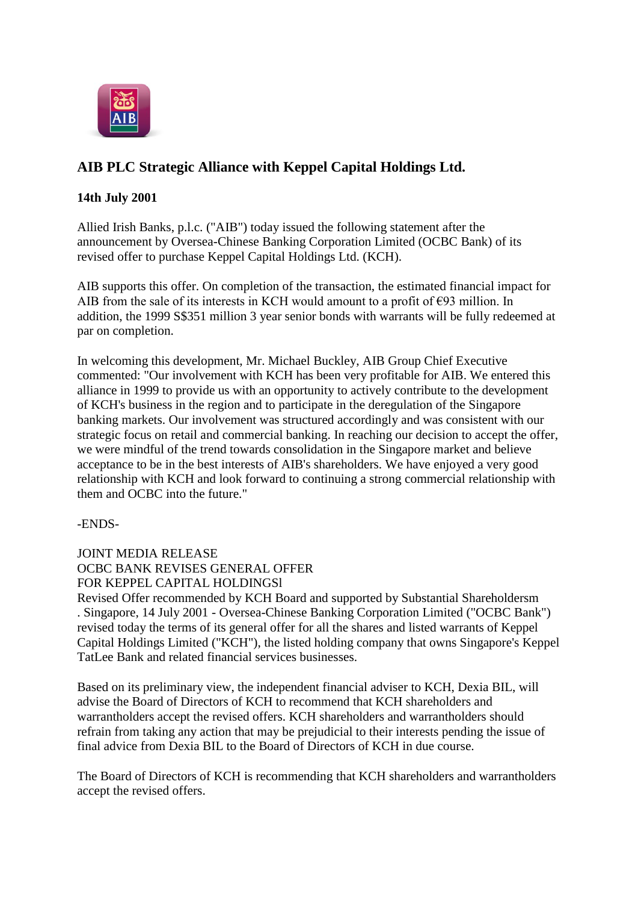# AIB PLC Strategic Alliance with Keppel Capital Holdings Ltd.

**14th July 2001**

Allied Irish Banks, p.l.c. ("AIB") today issued the following statement after the announcement by Oversea-Chinese Banking Corporation Limited (OCBC Bank) of its revised offer to purchase Keppel Capital Holdings Ltd. (KCH).

AIB supports this offer. On completion of the transaction, the estimated financial impact for AIB from the sale of its interests in KCH would amount to a profit of €93 million. In addition, the 1999 S$351 million 3 year senior bonds with warrants will be fully redeemed at par on completion.

In welcoming this development, Mr. Michael Buckley, AIB Group Chief Executive commented: "Our involvement with KCH has been very profitable for AIB. We entered this alliance in 1999 to provide us with an opportunity to actively contribute to the development of KCH's business in the region and to participate in the deregulation of the Singapore banking markets. Our involvement was structured accordingly and was consistent with our strategic focus on retail and commercial banking. In reaching our decision to accept the offer, we were mindful of the trend towards consolidation in the Singapore market and believe acceptance to be in the best interests of AIB's shareholders. We have enjoyed a very good relationship with KCH and look forward to continuing a strong commercial relationship with them and OCBC into the future."

-ENDS-

JOINT MEDIA RELEASE
OCBC BANK REVISES GENERAL OFFER
FOR KEPPEL CAPITAL HOLDINGSl
Revised Offer recommended by KCH Board and supported by Substantial Shareholdersm
. Singapore, 14 July 2001 - Oversea-Chinese Banking Corporation Limited ("OCBC Bank") revised today the terms of its general offer for all the shares and listed warrants of Keppel Capital Holdings Limited ("KCH"), the listed holding company that owns Singapore's Keppel TatLee Bank and related financial services businesses.

Based on its preliminary view, the independent financial adviser to KCH, Dexia BIL, will advise the Board of Directors of KCH to recommend that KCH shareholders and warrantholders accept the revised offers. KCH shareholders and warrantholders should refrain from taking any action that may be prejudicial to their interests pending the issue of final advice from Dexia BIL to the Board of Directors of KCH in due course.

The Board of Directors of KCH is recommending that KCH shareholders and warrantholders accept the revised offers.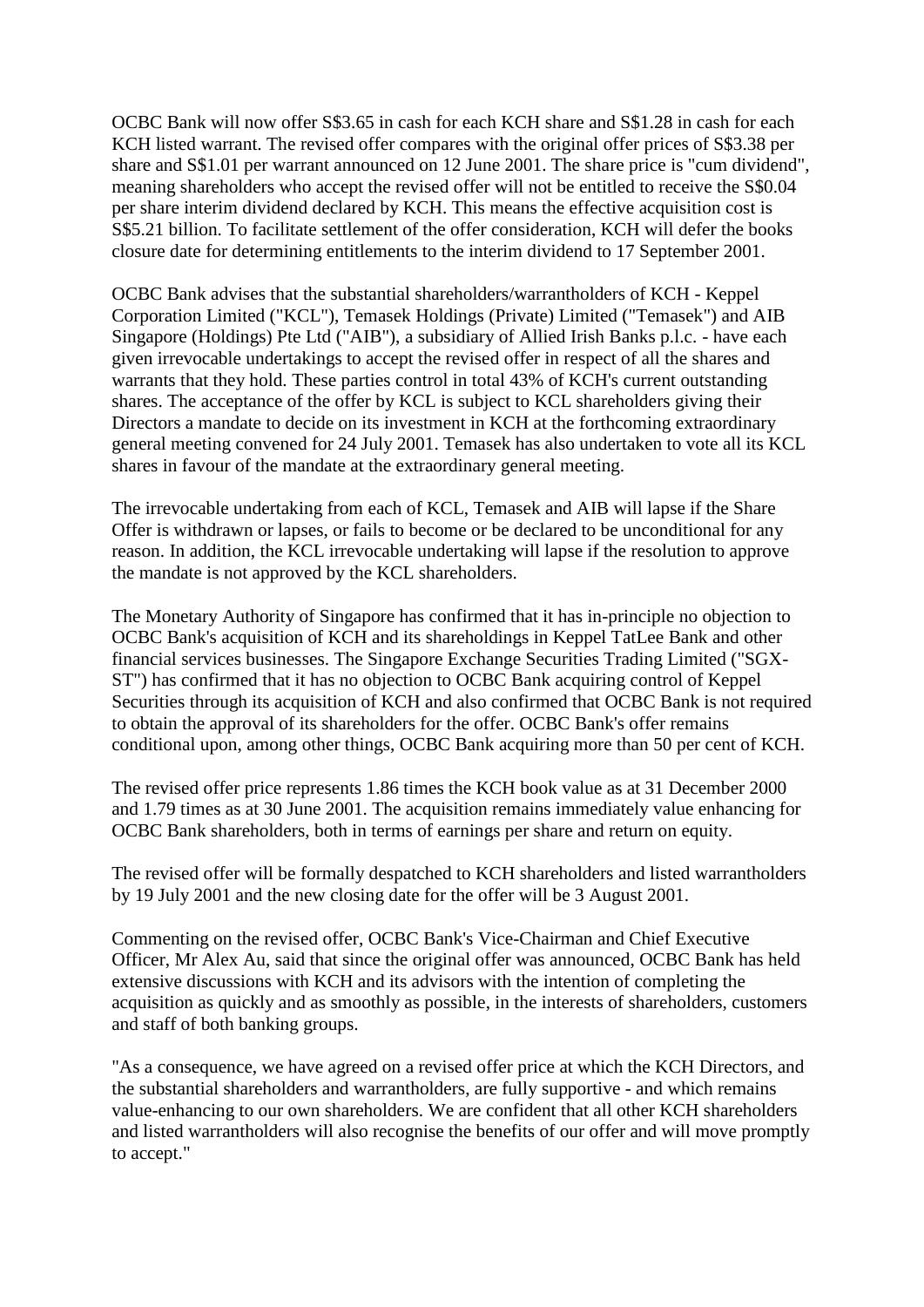OCBC Bank will now offer S$3.65 in cash for each KCH share and S$1.28 in cash for each KCH listed warrant. The revised offer compares with the original offer prices of S$3.38 per share and S$1.01 per warrant announced on 12 June 2001. The share price is "cum dividend", meaning shareholders who accept the revised offer will not be entitled to receive the S$0.04 per share interim dividend declared by KCH. This means the effective acquisition cost is S$5.21 billion. To facilitate settlement of the offer consideration, KCH will defer the books closure date for determining entitlements to the interim dividend to 17 September 2001.

OCBC Bank advises that the substantial shareholders/warrantholders of KCH - Keppel Corporation Limited ("KCL"), Temasek Holdings (Private) Limited ("Temasek") and AIB Singapore (Holdings) Pte Ltd ("AIB"), a subsidiary of Allied Irish Banks p.l.c. - have each given irrevocable undertakings to accept the revised offer in respect of all the shares and warrants that they hold. These parties control in total 43% of KCH's current outstanding shares. The acceptance of the offer by KCL is subject to KCL shareholders giving their Directors a mandate to decide on its investment in KCH at the forthcoming extraordinary general meeting convened for 24 July 2001. Temasek has also undertaken to vote all its KCL shares in favour of the mandate at the extraordinary general meeting.

The irrevocable undertaking from each of KCL, Temasek and AIB will lapse if the Share Offer is withdrawn or lapses, or fails to become or be declared to be unconditional for any reason. In addition, the KCL irrevocable undertaking will lapse if the resolution to approve the mandate is not approved by the KCL shareholders.

The Monetary Authority of Singapore has confirmed that it has in-principle no objection to OCBC Bank's acquisition of KCH and its shareholdings in Keppel TatLee Bank and other financial services businesses. The Singapore Exchange Securities Trading Limited ("SGX-ST") has confirmed that it has no objection to OCBC Bank acquiring control of Keppel Securities through its acquisition of KCH and also confirmed that OCBC Bank is not required to obtain the approval of its shareholders for the offer. OCBC Bank's offer remains conditional upon, among other things, OCBC Bank acquiring more than 50 per cent of KCH.

The revised offer price represents 1.86 times the KCH book value as at 31 December 2000 and 1.79 times as at 30 June 2001. The acquisition remains immediately value enhancing for OCBC Bank shareholders, both in terms of earnings per share and return on equity.

The revised offer will be formally despatched to KCH shareholders and listed warrantholders by 19 July 2001 and the new closing date for the offer will be 3 August 2001.

Commenting on the revised offer, OCBC Bank's Vice-Chairman and Chief Executive Officer, Mr Alex Au, said that since the original offer was announced, OCBC Bank has held extensive discussions with KCH and its advisors with the intention of completing the acquisition as quickly and as smoothly as possible, in the interests of shareholders, customers and staff of both banking groups.

"As a consequence, we have agreed on a revised offer price at which the KCH Directors, and the substantial shareholders and warrantholders, are fully supportive - and which remains value-enhancing to our own shareholders. We are confident that all other KCH shareholders and listed warrantholders will also recognise the benefits of our offer and will move promptly to accept."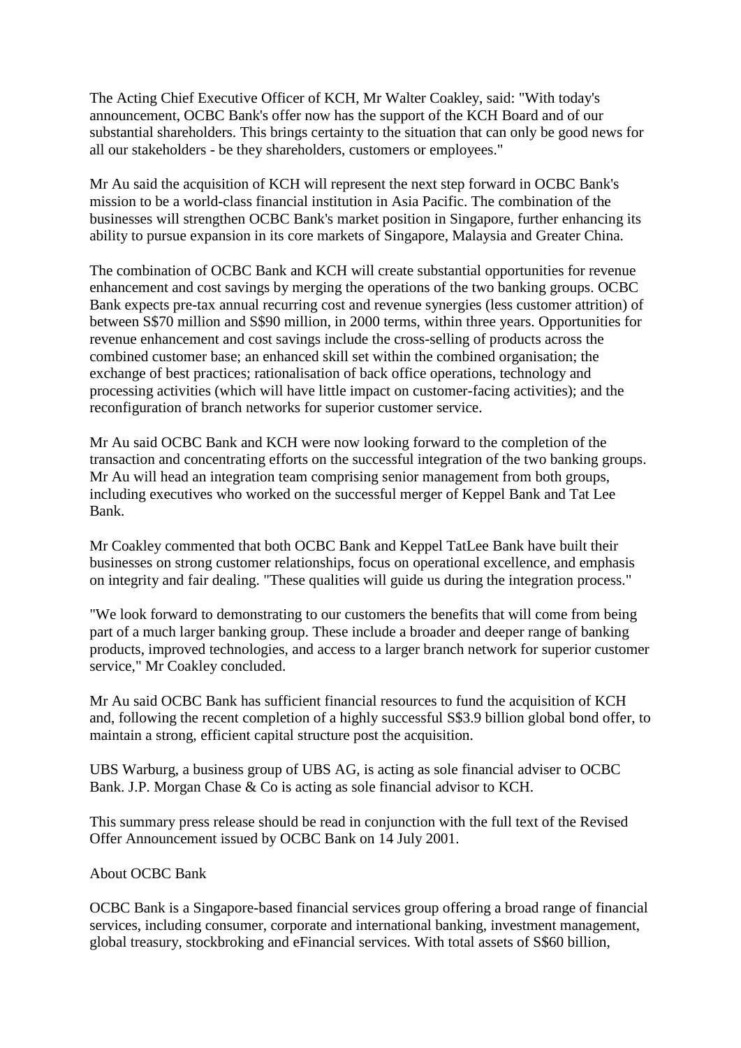The Acting Chief Executive Officer of KCH, Mr Walter Coakley, said: "With today's announcement, OCBC Bank's offer now has the support of the KCH Board and of our substantial shareholders. This brings certainty to the situation that can only be good news for all our stakeholders - be they shareholders, customers or employees."

Mr Au said the acquisition of KCH will represent the next step forward in OCBC Bank's mission to be a world-class financial institution in Asia Pacific. The combination of the businesses will strengthen OCBC Bank's market position in Singapore, further enhancing its ability to pursue expansion in its core markets of Singapore, Malaysia and Greater China.

The combination of OCBC Bank and KCH will create substantial opportunities for revenue enhancement and cost savings by merging the operations of the two banking groups. OCBC Bank expects pre-tax annual recurring cost and revenue synergies (less customer attrition) of between S$70 million and S$90 million, in 2000 terms, within three years. Opportunities for revenue enhancement and cost savings include the cross-selling of products across the combined customer base; an enhanced skill set within the combined organisation; the exchange of best practices; rationalisation of back office operations, technology and processing activities (which will have little impact on customer-facing activities); and the reconfiguration of branch networks for superior customer service.

Mr Au said OCBC Bank and KCH were now looking forward to the completion of the transaction and concentrating efforts on the successful integration of the two banking groups. Mr Au will head an integration team comprising senior management from both groups, including executives who worked on the successful merger of Keppel Bank and Tat Lee Bank.

Mr Coakley commented that both OCBC Bank and Keppel TatLee Bank have built their businesses on strong customer relationships, focus on operational excellence, and emphasis on integrity and fair dealing. "These qualities will guide us during the integration process."

"We look forward to demonstrating to our customers the benefits that will come from being part of a much larger banking group. These include a broader and deeper range of banking products, improved technologies, and access to a larger branch network for superior customer service," Mr Coakley concluded.

Mr Au said OCBC Bank has sufficient financial resources to fund the acquisition of KCH and, following the recent completion of a highly successful S$3.9 billion global bond offer, to maintain a strong, efficient capital structure post the acquisition.

UBS Warburg, a business group of UBS AG, is acting as sole financial adviser to OCBC Bank. J.P. Morgan Chase & Co is acting as sole financial advisor to KCH.

This summary press release should be read in conjunction with the full text of the Revised Offer Announcement issued by OCBC Bank on 14 July 2001.

About OCBC Bank

OCBC Bank is a Singapore-based financial services group offering a broad range of financial services, including consumer, corporate and international banking, investment management, global treasury, stockbroking and eFinancial services. With total assets of S$60 billion,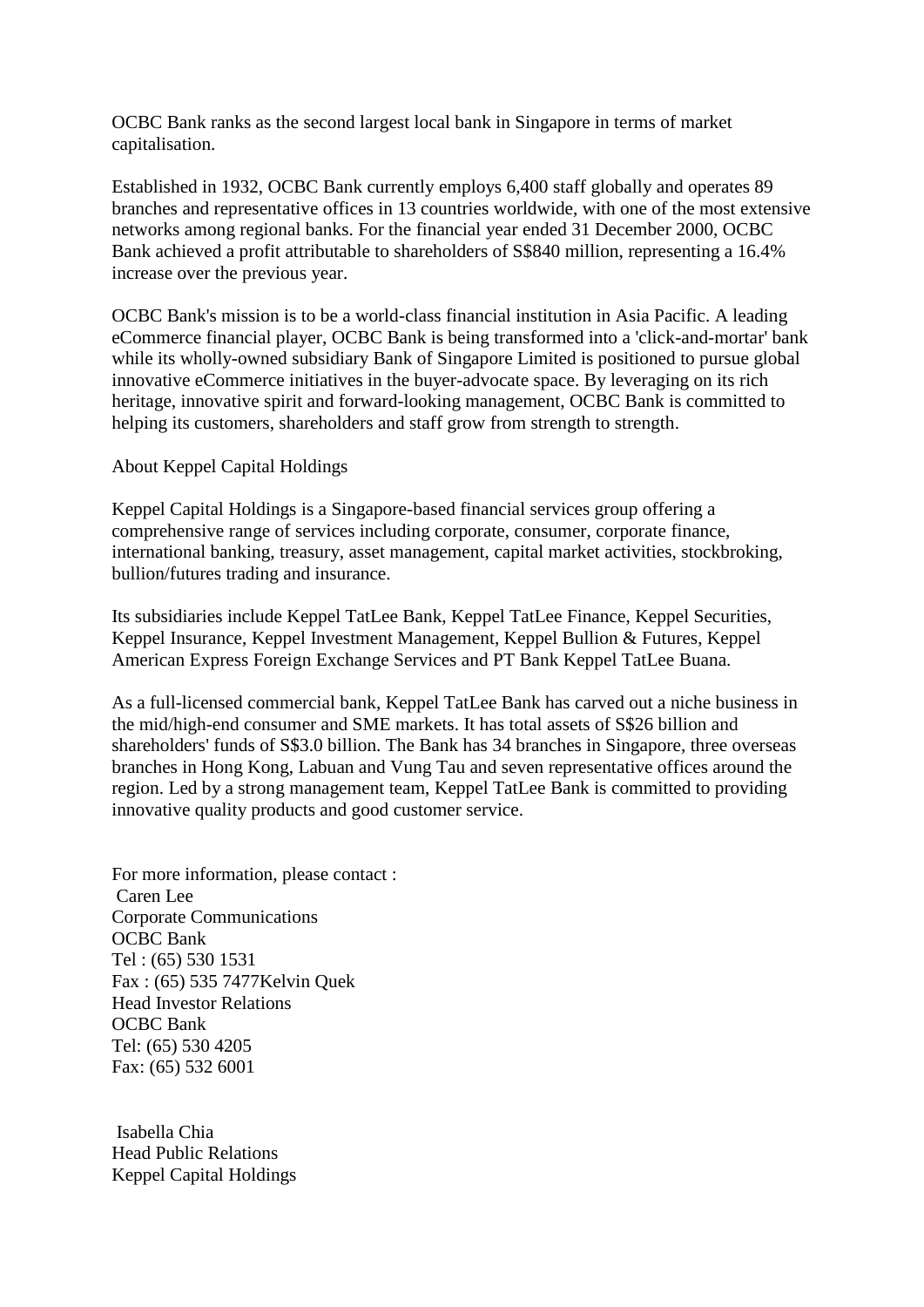OCBC Bank ranks as the second largest local bank in Singapore in terms of market capitalisation.

Established in 1932, OCBC Bank currently employs 6,400 staff globally and operates 89 branches and representative offices in 13 countries worldwide, with one of the most extensive networks among regional banks. For the financial year ended 31 December 2000, OCBC Bank achieved a profit attributable to shareholders of S$840 million, representing a 16.4% increase over the previous year.

OCBC Bank's mission is to be a world-class financial institution in Asia Pacific. A leading eCommerce financial player, OCBC Bank is being transformed into a 'click-and-mortar' bank while its wholly-owned subsidiary Bank of Singapore Limited is positioned to pursue global innovative eCommerce initiatives in the buyer-advocate space. By leveraging on its rich heritage, innovative spirit and forward-looking management, OCBC Bank is committed to helping its customers, shareholders and staff grow from strength to strength.

About Keppel Capital Holdings

Keppel Capital Holdings is a Singapore-based financial services group offering a comprehensive range of services including corporate, consumer, corporate finance, international banking, treasury, asset management, capital market activities, stockbroking, bullion/futures trading and insurance.

Its subsidiaries include Keppel TatLee Bank, Keppel TatLee Finance, Keppel Securities, Keppel Insurance, Keppel Investment Management, Keppel Bullion & Futures, Keppel American Express Foreign Exchange Services and PT Bank Keppel TatLee Buana.

As a full-licensed commercial bank, Keppel TatLee Bank has carved out a niche business in the mid/high-end consumer and SME markets. It has total assets of S$26 billion and shareholders' funds of S$3.0 billion. The Bank has 34 branches in Singapore, three overseas branches in Hong Kong, Labuan and Vung Tau and seven representative offices around the region. Led by a strong management team, Keppel TatLee Bank is committed to providing innovative quality products and good customer service.

For more information, please contact :
Caren Lee
Corporate Communications
OCBC Bank
Tel : (65) 530 1531
Fax : (65) 535 7477Kelvin Quek
Head Investor Relations
OCBC Bank
Tel: (65) 530 4205
Fax: (65) 532 6001

Isabella Chia
Head Public Relations
Keppel Capital Holdings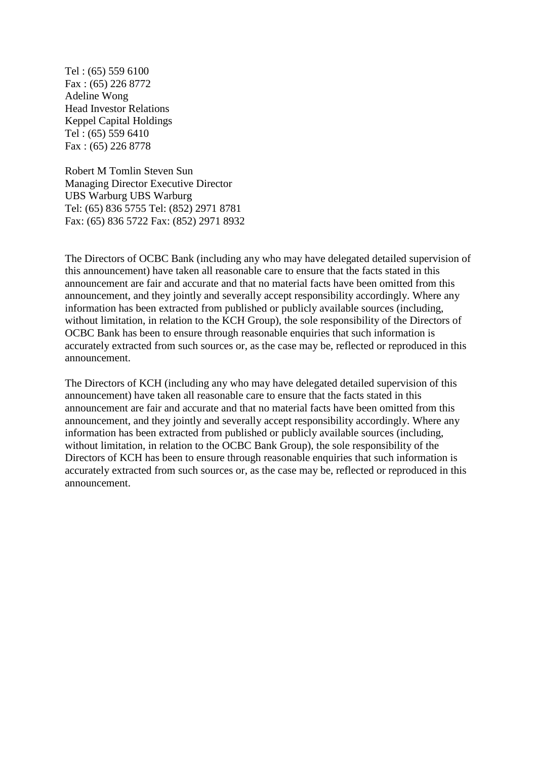Tel : (65) 559 6100
Fax : (65) 226 8772
Adeline Wong
Head Investor Relations
Keppel Capital Holdings
Tel : (65) 559 6410
Fax : (65) 226 8778

Robert M Tomlin Steven Sun
Managing Director Executive Director
UBS Warburg UBS Warburg
Tel: (65) 836 5755 Tel: (852) 2971 8781
Fax: (65) 836 5722 Fax: (852) 2971 8932

The Directors of OCBC Bank (including any who may have delegated detailed supervision of this announcement) have taken all reasonable care to ensure that the facts stated in this announcement are fair and accurate and that no material facts have been omitted from this announcement, and they jointly and severally accept responsibility accordingly. Where any information has been extracted from published or publicly available sources (including, without limitation, in relation to the KCH Group), the sole responsibility of the Directors of OCBC Bank has been to ensure through reasonable enquiries that such information is accurately extracted from such sources or, as the case may be, reflected or reproduced in this announcement.

The Directors of KCH (including any who may have delegated detailed supervision of this announcement) have taken all reasonable care to ensure that the facts stated in this announcement are fair and accurate and that no material facts have been omitted from this announcement, and they jointly and severally accept responsibility accordingly. Where any information has been extracted from published or publicly available sources (including, without limitation, in relation to the OCBC Bank Group), the sole responsibility of the Directors of KCH has been to ensure through reasonable enquiries that such information is accurately extracted from such sources or, as the case may be, reflected or reproduced in this announcement.